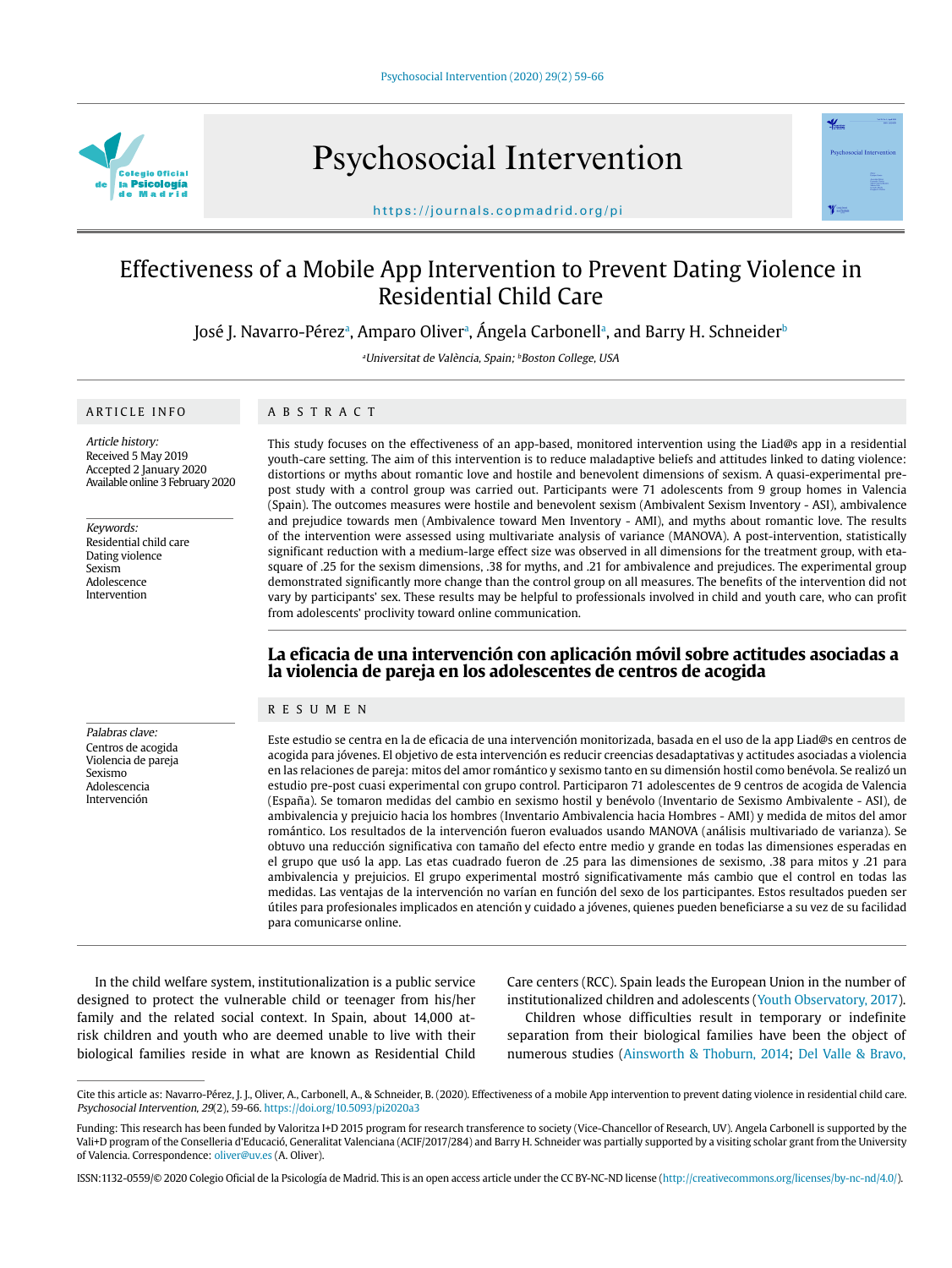# Effectiveness of a Mobile App Intervention to Prevent Dating Violence in Residential Child Care

José J. Navarro-Pérez[a], Amparo Oliver[a], Ángela Carbonell[a], and Barry H. Schneider[b]

[a]Universitat de València, Spain; [b]Boston College, USA

## ARTICLE INFO

*Article history:*
Received 5 May 2019
Accepted 2 January 2020
Available online 3 February 2020

*Keywords:*
Residential child care
Dating violence
Sexism
Adolescence
Intervention

## ABSTRACT

This study focuses on the effectiveness of an app-based, monitored intervention using the Liad@s app in a residential youth-care setting. The aim of this intervention is to reduce maladaptive beliefs and attitudes linked to dating violence: distortions or myths about romantic love and hostile and benevolent dimensions of sexism. A quasi-experimental pre-post study with a control group was carried out. Participants were 71 adolescents from 9 group homes in Valencia (Spain). The outcomes measures were hostile and benevolent sexism (Ambivalent Sexism Inventory - ASI), ambivalence and prejudice towards men (Ambivalence toward Men Inventory - AMI), and myths about romantic love. The results of the intervention were assessed using multivariate analysis of variance (MANOVA). A post-intervention, statistically significant reduction with a medium-large effect size was observed in all dimensions for the treatment group, with eta-square of .25 for the sexism dimensions, .38 for myths, and .21 for ambivalence and prejudices. The experimental group demonstrated significantly more change than the control group on all measures. The benefits of the intervention did not vary by participants' sex. These results may be helpful to professionals involved in child and youth care, who can profit from adolescents' proclivity toward online communication.

## La eficacia de una intervención con aplicación móvil sobre actitudes asociadas a la violencia de pareja en los adolescentes de centros de acogida

*Palabras clave:*
Centros de acogida
Violencia de pareja
Sexismo
Adolescencia
Intervención

## RESUMEN

Este estudio se centra en la de eficacia de una intervención monitorizada, basada en el uso de la app Liad@s en centros de acogida para jóvenes. El objetivo de esta intervención es reducir creencias desadaptativas y actitudes asociadas a violencia en las relaciones de pareja: mitos del amor romántico y sexismo tanto en su dimensión hostil como benévola. Se realizó un estudio pre-post cuasi experimental con grupo control. Participaron 71 adolescentes de 9 centros de acogida de Valencia (España). Se tomaron medidas del cambio en sexismo hostil y benévolo (Inventario de Sexismo Ambivalente - ASI), de ambivalencia y prejuicio hacia los hombres (Inventario Ambivalencia hacia Hombres - AMI) y medida de mitos del amor romántico. Los resultados de la intervención fueron evaluados usando MANOVA (análisis multivariado de varianza). Se obtuvo una reducción significativa con tamaño del efecto entre medio y grande en todas las dimensiones esperadas en el grupo que usó la app. Las etas cuadrado fueron de .25 para las dimensiones de sexismo, .38 para mitos y .21 para ambivalencia y prejuicios. El grupo experimental mostró significativamente más cambio que el control en todas las medidas. Las ventajas de la intervención no varían en función del sexo de los participantes. Estos resultados pueden ser útiles para profesionales implicados en atención y cuidado a jóvenes, quienes pueden beneficiarse a su vez de su facilidad para comunicarse online.

In the child welfare system, institutionalization is a public service designed to protect the vulnerable child or teenager from his/her family and the related social context. In Spain, about 14,000 at-risk children and youth who are deemed unable to live with their biological families reside in what are known as Residential Child Care centers (RCC). Spain leads the European Union in the number of institutionalized children and adolescents (Youth Observatory, 2017).

Children whose difficulties result in temporary or indefinite separation from their biological families have been the object of numerous studies (Ainsworth & Thoburn, 2014; Del Valle & Bravo,

Cite this article as: Navarro-Pérez, J. J., Oliver, A., Carbonell, A., & Schneider, B. (2020). Effectiveness of a mobile App intervention to prevent dating violence in residential child care. *Psychosocial Intervention, 29*(2), 59-66. https://doi.org/10.5093/pi2020a3

Funding: This research has been funded by Valoritza I+D 2015 program for research transference to society (Vice-Chancellor of Research, UV). Angela Carbonell is supported by the Vali+D program of the Conselleria d'Educació, Generalitat Valenciana (ACIF/2017/284) and Barry H. Schneider was partially supported by a visiting scholar grant from the University of Valencia. Correspondence: oliver@uv.es (A. Oliver).

ISSN:1132-0559/© 2020 Colegio Oficial de la Psicología de Madrid. This is an open access article under the CC BY-NC-ND license (http://creativecommons.org/licenses/by-nc-nd/4.0/).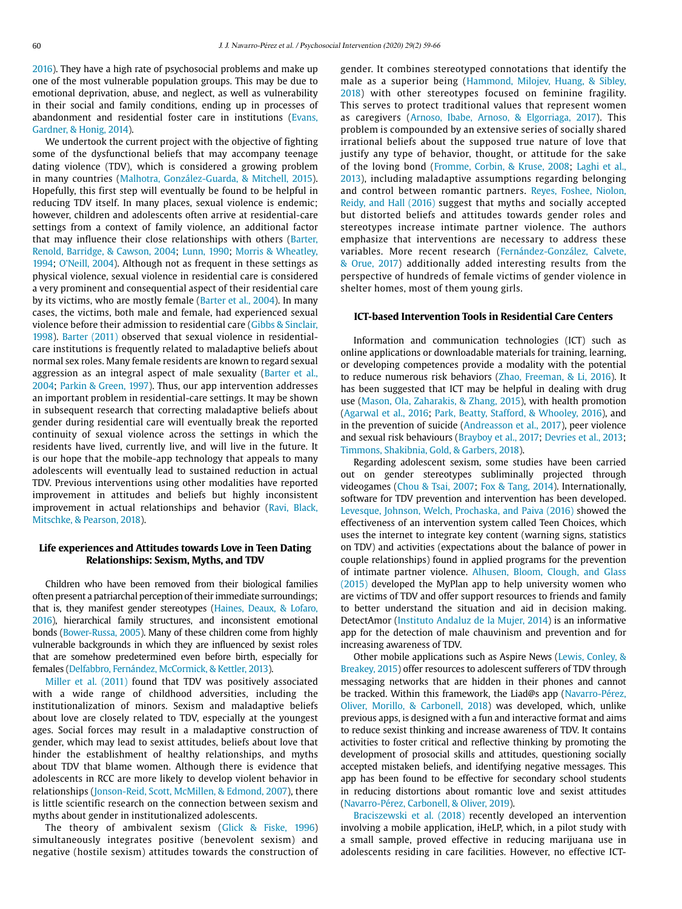2016). They have a high rate of psychosocial problems and make up one of the most vulnerable population groups. This may be due to emotional deprivation, abuse, and neglect, as well as vulnerability in their social and family conditions, ending up in processes of abandonment and residential foster care in institutions (Evans, Gardner, & Honig, 2014).

We undertook the current project with the objective of fighting some of the dysfunctional beliefs that may accompany teenage dating violence (TDV), which is considered a growing problem in many countries (Malhotra, González-Guarda, & Mitchell, 2015). Hopefully, this first step will eventually be found to be helpful in reducing TDV itself. In many places, sexual violence is endemic; however, children and adolescents often arrive at residential-care settings from a context of family violence, an additional factor that may influence their close relationships with others (Barter, Renold, Barridge, & Cawson, 2004; Lunn, 1990; Morris & Wheatley, 1994; O'Neill, 2004). Although not as frequent in these settings as physical violence, sexual violence in residential care is considered a very prominent and consequential aspect of their residential care by its victims, who are mostly female (Barter et al., 2004). In many cases, the victims, both male and female, had experienced sexual violence before their admission to residential care (Gibbs & Sinclair, 1998). Barter (2011) observed that sexual violence in residential-care institutions is frequently related to maladaptive beliefs about normal sex roles. Many female residents are known to regard sexual aggression as an integral aspect of male sexuality (Barter et al., 2004; Parkin & Green, 1997). Thus, our app intervention addresses an important problem in residential-care settings. It may be shown in subsequent research that correcting maladaptive beliefs about gender during residential care will eventually break the reported continuity of sexual violence across the settings in which the residents have lived, currently live, and will live in the future. It is our hope that the mobile-app technology that appeals to many adolescents will eventually lead to sustained reduction in actual TDV. Previous interventions using other modalities have reported improvement in attitudes and beliefs but highly inconsistent improvement in actual relationships and behavior (Ravi, Black, Mitschke, & Pearson, 2018).

## Life experiences and Attitudes towards Love in Teen Dating Relationships: Sexism, Myths, and TDV

Children who have been removed from their biological families often present a patriarchal perception of their immediate surroundings; that is, they manifest gender stereotypes (Haines, Deaux, & Lofaro, 2016), hierarchical family structures, and inconsistent emotional bonds (Bower-Russa, 2005). Many of these children come from highly vulnerable backgrounds in which they are influenced by sexist roles that are somehow predetermined even before birth, especially for females (Delfabbro, Fernández, McCormick, & Kettler, 2013).

Miller et al. (2011) found that TDV was positively associated with a wide range of childhood adversities, including the institutionalization of minors. Sexism and maladaptive beliefs about love are closely related to TDV, especially at the youngest ages. Social forces may result in a maladaptive construction of gender, which may lead to sexist attitudes, beliefs about love that hinder the establishment of healthy relationships, and myths about TDV that blame women. Although there is evidence that adolescents in RCC are more likely to develop violent behavior in relationships (Jonson-Reid, Scott, McMillen, & Edmond, 2007), there is little scientific research on the connection between sexism and myths about gender in institutionalized adolescents.

The theory of ambivalent sexism (Glick & Fiske, 1996) simultaneously integrates positive (benevolent sexism) and negative (hostile sexism) attitudes towards the construction of gender. It combines stereotyped connotations that identify the male as a superior being (Hammond, Milojev, Huang, & Sibley, 2018) with other stereotypes focused on feminine fragility. This serves to protect traditional values that represent women as caregivers (Arnoso, Ibabe, Arnoso, & Elgorriaga, 2017). This problem is compounded by an extensive series of socially shared irrational beliefs about the supposed true nature of love that justify any type of behavior, thought, or attitude for the sake of the loving bond (Fromme, Corbin, & Kruse, 2008; Laghi et al., 2013), including maladaptive assumptions regarding belonging and control between romantic partners. Reyes, Foshee, Niolon, Reidy, and Hall (2016) suggest that myths and socially accepted but distorted beliefs and attitudes towards gender roles and stereotypes increase intimate partner violence. The authors emphasize that interventions are necessary to address these variables. More recent research (Fernández-González, Calvete, & Orue, 2017) additionally added interesting results from the perspective of hundreds of female victims of gender violence in shelter homes, most of them young girls.

## ICT-based Intervention Tools in Residential Care Centers

Information and communication technologies (ICT) such as online applications or downloadable materials for training, learning, or developing competences provide a modality with the potential to reduce numerous risk behaviors (Zhao, Freeman, & Li, 2016). It has been suggested that ICT may be helpful in dealing with drug use (Mason, Ola, Zaharakis, & Zhang, 2015), with health promotion (Agarwal et al., 2016; Park, Beatty, Stafford, & Whooley, 2016), and in the prevention of suicide (Andreasson et al., 2017), peer violence and sexual risk behaviours (Brayboy et al., 2017; Devries et al., 2013; Timmons, Shakibnia, Gold, & Garbers, 2018).

Regarding adolescent sexism, some studies have been carried out on gender stereotypes subliminally projected through videogames (Chou & Tsai, 2007; Fox & Tang, 2014). Internationally, software for TDV prevention and intervention has been developed. Levesque, Johnson, Welch, Prochaska, and Paiva (2016) showed the effectiveness of an intervention system called Teen Choices, which uses the internet to integrate key content (warning signs, statistics on TDV) and activities (expectations about the balance of power in couple relationships) found in applied programs for the prevention of intimate partner violence. Alhusen, Bloom, Clough, and Glass (2015) developed the MyPlan app to help university women who are victims of TDV and offer support resources to friends and family to better understand the situation and aid in decision making. DetectAmor (Instituto Andaluz de la Mujer, 2014) is an informative app for the detection of male chauvinism and prevention and for increasing awareness of TDV.

Other mobile applications such as Aspire News (Lewis, Conley, & Breakey, 2015) offer resources to adolescent sufferers of TDV through messaging networks that are hidden in their phones and cannot be tracked. Within this framework, the Liad@s app (Navarro-Pérez, Oliver, Morillo, & Carbonell, 2018) was developed, which, unlike previous apps, is designed with a fun and interactive format and aims to reduce sexist thinking and increase awareness of TDV. It contains activities to foster critical and reflective thinking by promoting the development of prosocial skills and attitudes, questioning socially accepted mistaken beliefs, and identifying negative messages. This app has been found to be effective for secondary school students in reducing distortions about romantic love and sexist attitudes (Navarro-Pérez, Carbonell, & Oliver, 2019).

Braciszewski et al. (2018) recently developed an intervention involving a mobile application, iHeLP, which, in a pilot study with a small sample, proved effective in reducing marijuana use in adolescents residing in care facilities. However, no effective ICT-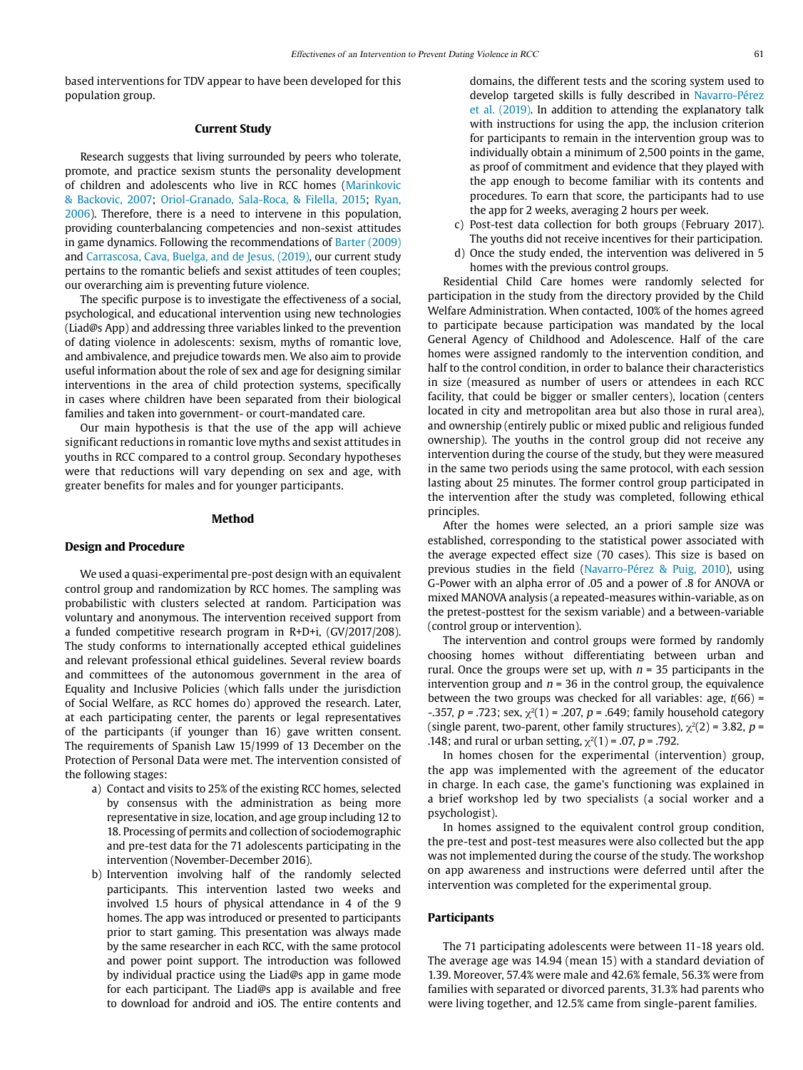based interventions for TDV appear to have been developed for this population group.

## Current Study

Research suggests that living surrounded by peers who tolerate, promote, and practice sexism stunts the personality development of children and adolescents who live in RCC homes (Marinkovic & Backovic, 2007; Oriol-Granado, Sala-Roca, & Filella, 2015; Ryan, 2006). Therefore, there is a need to intervene in this population, providing counterbalancing competencies and non-sexist attitudes in game dynamics. Following the recommendations of Barter (2009) and Carrascosa, Cava, Buelga, and de Jesus, (2019), our current study pertains to the romantic beliefs and sexist attitudes of teen couples; our overarching aim is preventing future violence.

The specific purpose is to investigate the effectiveness of a social, psychological, and educational intervention using new technologies (Liad@s App) and addressing three variables linked to the prevention of dating violence in adolescents: sexism, myths of romantic love, and ambivalence, and prejudice towards men. We also aim to provide useful information about the role of sex and age for designing similar interventions in the area of child protection systems, specifically in cases where children have been separated from their biological families and taken into government- or court-mandated care.

Our main hypothesis is that the use of the app will achieve significant reductions in romantic love myths and sexist attitudes in youths in RCC compared to a control group. Secondary hypotheses were that reductions will vary depending on sex and age, with greater benefits for males and for younger participants.

## Method

### Design and Procedure

We used a quasi-experimental pre-post design with an equivalent control group and randomization by RCC homes. The sampling was probabilistic with clusters selected at random. Participation was voluntary and anonymous. The intervention received support from a funded competitive research program in R+D+i, (GV/2017/208). The study conforms to internationally accepted ethical guidelines and relevant professional ethical guidelines. Several review boards and committees of the autonomous government in the area of Equality and Inclusive Policies (which falls under the jurisdiction of Social Welfare, as RCC homes do) approved the research. Later, at each participating center, the parents or legal representatives of the participants (if younger than 16) gave written consent. The requirements of Spanish Law 15/1999 of 13 December on the Protection of Personal Data were met. The intervention consisted of the following stages:

a) Contact and visits to 25% of the existing RCC homes, selected by consensus with the administration as being more representative in size, location, and age group including 12 to 18. Processing of permits and collection of sociodemographic and pre-test data for the 71 adolescents participating in the intervention (November-December 2016).
b) Intervention involving half of the randomly selected participants. This intervention lasted two weeks and involved 1.5 hours of physical attendance in 4 of the 9 homes. The app was introduced or presented to participants prior to start gaming. This presentation was always made by the same researcher in each RCC, with the same protocol and power point support. The introduction was followed by individual practice using the Liad@s app in game mode for each participant. The Liad@s app is available and free to download for android and iOS. The entire contents and domains, the different tests and the scoring system used to develop targeted skills is fully described in Navarro-Pérez et al. (2019). In addition to attending the explanatory talk with instructions for using the app, the inclusion criterion for participants to remain in the intervention group was to individually obtain a minimum of 2,500 points in the game, as proof of commitment and evidence that they played with the app enough to become familiar with its contents and procedures. To earn that score, the participants had to use the app for 2 weeks, averaging 2 hours per week.
c) Post-test data collection for both groups (February 2017). The youths did not receive incentives for their participation.
d) Once the study ended, the intervention was delivered in 5 homes with the previous control groups.

Residential Child Care homes were randomly selected for participation in the study from the directory provided by the Child Welfare Administration. When contacted, 100% of the homes agreed to participate because participation was mandated by the local General Agency of Childhood and Adolescence. Half of the care homes were assigned randomly to the intervention condition, and half to the control condition, in order to balance their characteristics in size (measured as number of users or attendees in each RCC facility, that could be bigger or smaller centers), location (centers located in city and metropolitan area but also those in rural area), and ownership (entirely public or mixed public and religious funded ownership). The youths in the control group did not receive any intervention during the course of the study, but they were measured in the same two periods using the same protocol, with each session lasting about 25 minutes. The former control group participated in the intervention after the study was completed, following ethical principles.

After the homes were selected, an a priori sample size was established, corresponding to the statistical power associated with the average expected effect size (70 cases). This size is based on previous studies in the field (Navarro-Pérez & Puig, 2010), using G-Power with an alpha error of .05 and a power of .8 for ANOVA or mixed MANOVA analysis (a repeated-measures within-variable, as on the pretest-posttest for the sexism variable) and a between-variable (control group or intervention).

The intervention and control groups were formed by randomly choosing homes without differentiating between urban and rural. Once the groups were set up, with $n$ = 35 participants in the intervention group and $n$ = 36 in the control group, the equivalence between the two groups was checked for all variables: age, $t(66) = -.357$, $p = .723$; sex, $\chi^2(1) = .207$, $p = .649$; family household category (single parent, two-parent, other family structures), $\chi^2(2) = 3.82$, $p = .148$; and rural or urban setting, $\chi^2(1) = .07$, $p = .792$.

In homes chosen for the experimental (intervention) group, the app was implemented with the agreement of the educator in charge. In each case, the game's functioning was explained in a brief workshop led by two specialists (a social worker and a psychologist).

In homes assigned to the equivalent control group condition, the pre-test and post-test measures were also collected but the app was not implemented during the course of the study. The workshop on app awareness and instructions were deferred until after the intervention was completed for the experimental group.

### Participants

The 71 participating adolescents were between 11-18 years old. The average age was 14.94 (mean 15) with a standard deviation of 1.39. Moreover, 57.4% were male and 42.6% female, 56.3% were from families with separated or divorced parents, 31.3% had parents who were living together, and 12.5% came from single-parent families.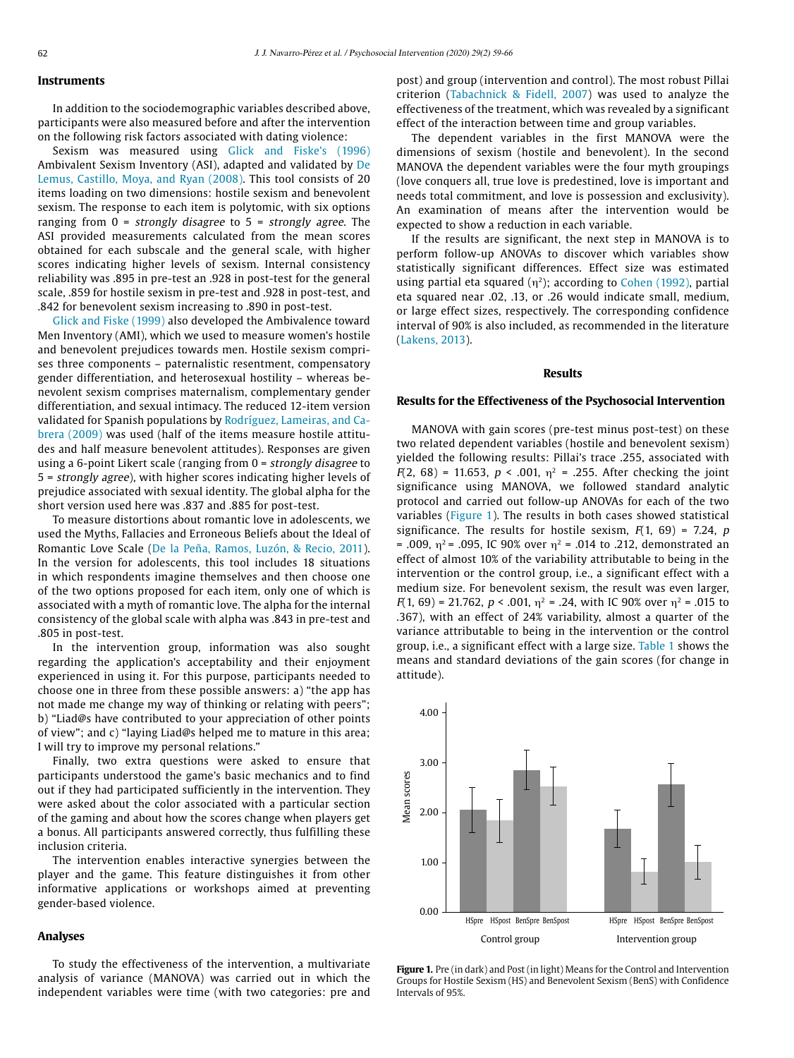## Instruments

In addition to the sociodemographic variables described above, participants were also measured before and after the intervention on the following risk factors associated with dating violence:

Sexism was measured using Glick and Fiske's (1996) Ambivalent Sexism Inventory (ASI), adapted and validated by De Lemus, Castillo, Moya, and Ryan (2008). This tool consists of 20 items loading on two dimensions: hostile sexism and benevolent sexism. The response to each item is polytomic, with six options ranging from 0 = *strongly disagree* to 5 = *strongly agree*. The ASI provided measurements calculated from the mean scores obtained for each subscale and the general scale, with higher scores indicating higher levels of sexism. Internal consistency reliability was .895 in pre-test an .928 in post-test for the general scale, .859 for hostile sexism in pre-test and .928 in post-test, and .842 for benevolent sexism increasing to .890 in post-test.

Glick and Fiske (1999) also developed the Ambivalence toward Men Inventory (AMI), which we used to measure women's hostile and benevolent prejudices towards men. Hostile sexism comprises three components – paternalistic resentment, compensatory gender differentiation, and heterosexual hostility – whereas benevolent sexism comprises maternalism, complementary gender differentiation, and sexual intimacy. The reduced 12-item version validated for Spanish populations by Rodríguez, Lameiras, and Carrera (2009) was used (half of the items measure hostile attitudes and half measure benevolent attitudes). Responses are given using a 6-point Likert scale (ranging from 0 = *strongly disagree* to 5 = *strongly agree*), with higher scores indicating higher levels of prejudice associated with sexual identity. The global alpha for the short version used here was .837 and .885 for post-test.

To measure distortions about romantic love in adolescents, we used the Myths, Fallacies and Erroneous Beliefs about the Ideal of Romantic Love Scale (De la Peña, Ramos, Luzón, & Recio, 2011). In the version for adolescents, this tool includes 18 situations in which respondents imagine themselves and then choose one of the two options proposed for each item, only one of which is associated with a myth of romantic love. The alpha for the internal consistency of the global scale with alpha was .843 in pre-test and .805 in post-test.

In the intervention group, information was also sought regarding the application's acceptability and their enjoyment experienced in using it. For this purpose, participants needed to choose one in three from these possible answers: a) "the app has not made me change my way of thinking or relating with peers"; b) "Liad@s have contributed to your appreciation of other points of view"; and c) "laying Liad@s helped me to mature in this area; I will try to improve my personal relations."

Finally, two extra questions were asked to ensure that participants understood the game's basic mechanics and to find out if they had participated sufficiently in the intervention. They were asked about the color associated with a particular section of the gaming and about how the scores change when players get a bonus. All participants answered correctly, thus fulfilling these inclusion criteria.

The intervention enables interactive synergies between the player and the game. This feature distinguishes it from other informative applications or workshops aimed at preventing gender-based violence.

## Analyses

To study the effectiveness of the intervention, a multivariate analysis of variance (MANOVA) was carried out in which the independent variables were time (with two categories: pre and post) and group (intervention and control). The most robust Pillai criterion (Tabachnick & Fidell, 2007) was used to analyze the effectiveness of the treatment, which was revealed by a significant effect of the interaction between time and group variables.

The dependent variables in the first MANOVA were the dimensions of sexism (hostile and benevolent). In the second MANOVA the dependent variables were the four myth groupings (love conquers all, true love is predestined, love is important and needs total commitment, and love is possession and exclusivity). An examination of means after the intervention would be expected to show a reduction in each variable.

If the results are significant, the next step in MANOVA is to perform follow-up ANOVAs to discover which variables show statistically significant differences. Effect size was estimated using partial eta squared ($\eta^2$); according to Cohen (1992), partial eta squared near .02, .13, or .26 would indicate small, medium, or large effect sizes, respectively. The corresponding confidence interval of 90% is also included, as recommended in the literature (Lakens, 2013).

## Results

### Results for the Effectiveness of the Psychosocial Intervention

MANOVA with gain scores (pre-test minus post-test) on these two related dependent variables (hostile and benevolent sexism) yielded the following results: Pillai's trace .255, associated with $F(2, 68) = 11.653$, $p < .001$, $\eta^2 = .255$. After checking the joint significance using MANOVA, we followed standard analytic protocol and carried out follow-up ANOVAs for each of the two variables (Figure 1). The results in both cases showed statistical significance. The results for hostile sexism, $F(1, 69) = 7.24$, $p = .009$, $\eta^2 = .095$, IC 90% over $\eta^2 = .014$ to $.212$, demonstrated an effect of almost 10% of the variability attributable to being in the intervention or the control group, i.e., a significant effect with a medium size. For benevolent sexism, the result was even larger, $F(1, 69) = 21.762$, $p < .001$, $\eta^2 = .24$, with IC 90% over $\eta^2 = .015$ to $.367$), with an effect of 24% variability, almost a quarter of the variance attributable to being in the intervention or the control group, i.e., a significant effect with a large size. Table 1 shows the means and standard deviations of the gain scores (for change in attitude).

**Figure 1.** Pre (in dark) and Post (in light) Means for the Control and Intervention Groups for Hostile Sexism (HS) and Benevolent Sexism (BenS) with Confidence Intervals of 95%.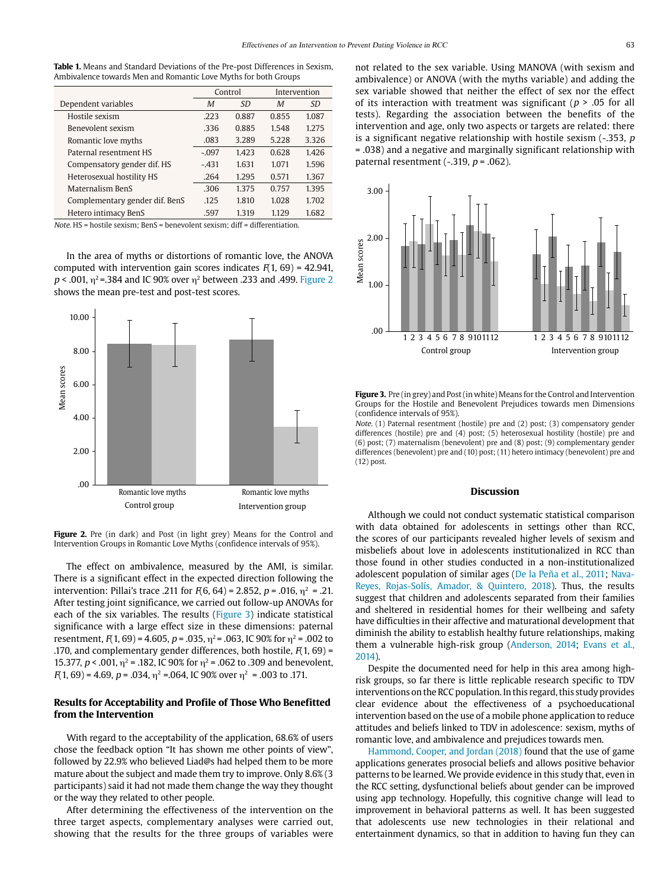**Table 1.** Means and Standard Deviations of the Pre-post Differences in Sexism, Ambivalence towards Men and Romantic Love Myths for both Groups

| Dependent variables | Control | | Intervention | |
|---|---|---|---|---|
| | *M* | *SD* | *M* | *SD* |
| Hostile sexism | .223 | 0.887 | 0.855 | 1.087 |
| Benevolent sexism | .336 | 0.885 | 1.548 | 1.275 |
| Romantic love myths | .083 | 3.289 | 5.228 | 3.326 |
| Paternal resentment HS | -.097 | 1.423 | 0.628 | 1.426 |
| Compensatory gender dif. HS | -.431 | 1.631 | 1.071 | 1.596 |
| Heterosexual hostility HS | .264 | 1.295 | 0.571 | 1.367 |
| Maternalism BenS | .306 | 1.375 | 0.757 | 1.395 |
| Complementary gender dif. BenS | .125 | 1.810 | 1.028 | 1.702 |
| Hetero intimacy BenS | .597 | 1.319 | 1.129 | 1.682 |

*Note.* HS = hostile sexism; BenS = benevolent sexism; diff = differentiation.

In the area of myths or distortions of romantic love, the ANOVA computed with intervention gain scores indicates $F(1, 69) = 42.941$, $p < .001$, $\eta^2 = .384$ and IC 90% over $\eta^2$ between .233 and .499. Figure 2 shows the mean pre-test and post-test scores.

**Figure 2.** Pre (in dark) and Post (in light grey) Means for the Control and Intervention Groups in Romantic Love Myths (confidence intervals of 95%).

The effect on ambivalence, measured by the AMI, is similar. There is a significant effect in the expected direction following the intervention: Pillai's trace .211 for $F(6, 64) = 2.852$, $p = .016$, $\eta^2 = .21$. After testing joint significance, we carried out follow-up ANOVAs for each of the six variables. The results (Figure 3) indicate statistical significance with a large effect size in these dimensions: paternal resentment, $F(1, 69) = 4.605$, $p = .035$, $\eta^2 = .063$, IC 90% for $\eta^2 = .002$ to .170, and complementary gender differences, both hostile, $F(1, 69) = 15.377$, $p < .001$, $\eta^2 = .182$, IC 90% for $\eta^2 = .062$ to .309 and benevolent, $F(1, 69) = 4.69$, $p = .034$, $\eta^2 = .064$, IC 90% over $\eta^2 = .003$ to .171.

## Results for Acceptability and Profile of Those Who Benefitted from the Intervention

With regard to the acceptability of the application, 68.6% of users chose the feedback option "It has shown me other points of view", followed by 22.9% who believed Liad@s had helped them to be more mature about the subject and made them try to improve. Only 8.6% (3 participants) said it had not made them change the way they thought or the way they related to other people.

After determining the effectiveness of the intervention on the three target aspects, complementary analyses were carried out, showing that the results for the three groups of variables were not related to the sex variable. Using MANOVA (with sexism and ambivalence) or ANOVA (with the myths variable) and adding the sex variable showed that neither the effect of sex nor the effect of its interaction with treatment was significant ($p > .05$ for all tests). Regarding the association between the benefits of the intervention and age, only two aspects or targets are related: there is a significant negative relationship with hostile sexism (-.353, $p = .038$) and a negative and marginally significant relationship with paternal resentment (-.319, $p = .062$).

**Figure 3.** Pre (in grey) and Post (in white) Means for the Control and Intervention Groups for the Hostile and Benevolent Prejudices towards men Dimensions (confidence intervals of 95%).

*Note.* (1) Paternal resentment (hostile) pre and (2) post; (3) compensatory gender differences (hostile) pre and (4) post; (5) heterosexual hostility (hostile) pre and (6) post; (7) maternalism (benevolent) pre and (8) post; (9) complementary gender differences (benevolent) pre and (10) post; (11) hetero intimacy (benevolent) pre and (12) post.

## Discussion

Although we could not conduct systematic statistical comparison with data obtained for adolescents in settings other than RCC, the scores of our participants revealed higher levels of sexism and misbeliefs about love in adolescents institutionalized in RCC than those found in other studies conducted in a non-institutionalized adolescent population of similar ages (De la Peña et al., 2011; Nava-Reyes, Rojas-Solís, Amador, & Quintero, 2018). Thus, the results suggest that children and adolescents separated from their families and sheltered in residential homes for their wellbeing and safety have difficulties in their affective and maturational development that diminish the ability to establish healthy future relationships, making them a vulnerable high-risk group (Anderson, 2014; Evans et al., 2014).

Despite the documented need for help in this area among high-risk groups, so far there is little replicable research specific to TDV interventions on the RCC population. In this regard, this study provides clear evidence about the effectiveness of a psychoeducational intervention based on the use of a mobile phone application to reduce attitudes and beliefs linked to TDV in adolescence: sexism, myths of romantic love, and ambivalence and prejudices towards men.

Hammond, Cooper, and Jordan (2018) found that the use of game applications generates prosocial beliefs and allows positive behavior patterns to be learned. We provide evidence in this study that, even in the RCC setting, dysfunctional beliefs about gender can be improved using app technology. Hopefully, this cognitive change will lead to improvement in behavioral patterns as well. It has been suggested that adolescents use new technologies in their relational and entertainment dynamics, so that in addition to having fun they can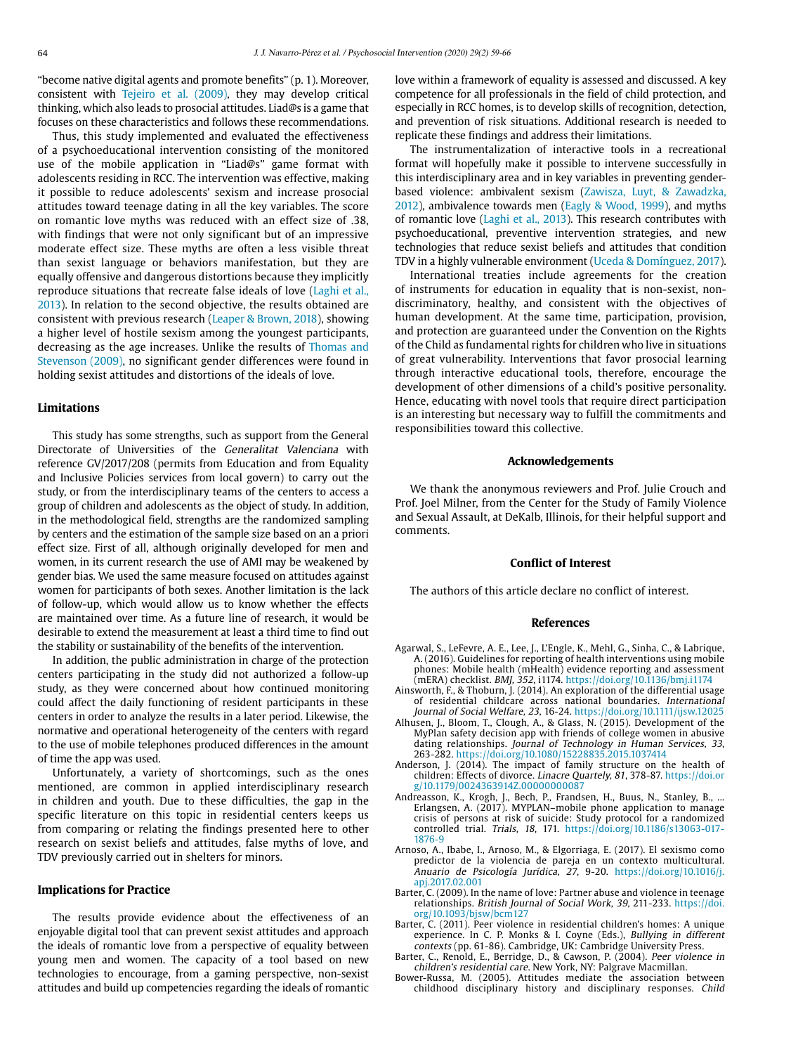"become native digital agents and promote benefits" (p. 1). Moreover, consistent with Tejeiro et al. (2009), they may develop critical thinking, which also leads to prosocial attitudes. Liad@s is a game that focuses on these characteristics and follows these recommendations.

Thus, this study implemented and evaluated the effectiveness of a psychoeducational intervention consisting of the monitored use of the mobile application in "Liad@s" game format with adolescents residing in RCC. The intervention was effective, making it possible to reduce adolescents' sexism and increase prosocial attitudes toward teenage dating in all the key variables. The score on romantic love myths was reduced with an effect size of .38, with findings that were not only significant but of an impressive moderate effect size. These myths are often a less visible threat than sexist language or behaviors manifestation, but they are equally offensive and dangerous distortions because they implicitly reproduce situations that recreate false ideals of love (Laghi et al., 2013). In relation to the second objective, the results obtained are consistent with previous research (Leaper & Brown, 2018), showing a higher level of hostile sexism among the youngest participants, decreasing as the age increases. Unlike the results of Thomas and Stevenson (2009), no significant gender differences were found in holding sexist attitudes and distortions of the ideals of love.

## Limitations

This study has some strengths, such as support from the General Directorate of Universities of the *Generalitat Valenciana* with reference GV/2017/208 (permits from Education and from Equality and Inclusive Policies services from local govern) to carry out the study, or from the interdisciplinary teams of the centers to access a group of children and adolescents as the object of study. In addition, in the methodological field, strengths are the randomized sampling by centers and the estimation of the sample size based on an a priori effect size. First of all, although originally developed for men and women, in its current research the use of AMI may be weakened by gender bias. We used the same measure focused on attitudes against women for participants of both sexes. Another limitation is the lack of follow-up, which would allow us to know whether the effects are maintained over time. As a future line of research, it would be desirable to extend the measurement at least a third time to find out the stability or sustainability of the benefits of the intervention.

In addition, the public administration in charge of the protection centers participating in the study did not authorized a follow-up study, as they were concerned about how continued monitoring could affect the daily functioning of resident participants in these centers in order to analyze the results in a later period. Likewise, the normative and operational heterogeneity of the centers with regard to the use of mobile telephones produced differences in the amount of time the app was used.

Unfortunately, a variety of shortcomings, such as the ones mentioned, are common in applied interdisciplinary research in children and youth. Due to these difficulties, the gap in the specific literature on this topic in residential centers keeps us from comparing or relating the findings presented here to other research on sexist beliefs and attitudes, false myths of love, and TDV previously carried out in shelters for minors.

## Implications for Practice

The results provide evidence about the effectiveness of an enjoyable digital tool that can prevent sexist attitudes and approach the ideals of romantic love from a perspective of equality between young men and women. The capacity of a tool based on new technologies to encourage, from a gaming perspective, non-sexist attitudes and build up competencies regarding the ideals of romantic love within a framework of equality is assessed and discussed. A key competence for all professionals in the field of child protection, and especially in RCC homes, is to develop skills of recognition, detection, and prevention of risk situations. Additional research is needed to replicate these findings and address their limitations.

The instrumentalization of interactive tools in a recreational format will hopefully make it possible to intervene successfully in this interdisciplinary area and in key variables in preventing gender-based violence: ambivalent sexism (Zawisza, Luyt, & Zawadzka, 2012), ambivalence towards men (Eagly & Wood, 1999), and myths of romantic love (Laghi et al., 2013). This research contributes with psychoeducational, preventive intervention strategies, and new technologies that reduce sexist beliefs and attitudes that condition TDV in a highly vulnerable environment (Uceda & Domínguez, 2017).

International treaties include agreements for the creation of instruments for education in equality that is non-sexist, non-discriminatory, healthy, and consistent with the objectives of human development. At the same time, participation, provision, and protection are guaranteed under the Convention on the Rights of the Child as fundamental rights for children who live in situations of great vulnerability. Interventions that favor prosocial learning through interactive educational tools, therefore, encourage the development of other dimensions of a child's positive personality. Hence, educating with novel tools that require direct participation is an interesting but necessary way to fulfill the commitments and responsibilities toward this collective.

## Acknowledgements

We thank the anonymous reviewers and Prof. Julie Crouch and Prof. Joel Milner, from the Center for the Study of Family Violence and Sexual Assault, at DeKalb, Illinois, for their helpful support and comments.

## Conflict of Interest

The authors of this article declare no conflict of interest.

## References

Agarwal, S., LeFevre, A. E., Lee, J., L'Engle, K., Mehl, G., Sinha, C., & Labrique, A. (2016). Guidelines for reporting of health interventions using mobile phones: Mobile health (mHealth) evidence reporting and assessment (mERA) checklist. *BMJ, 352*, i1174. https://doi.org/10.1136/bmj.i1174

Ainsworth, F., & Thoburn, J. (2014). An exploration of the differential usage of residential childcare across national boundaries. *International Journal of Social Welfare, 23*, 16-24. https://doi.org/10.1111/ijsw.12025

Alhusen, J., Bloom, T., Clough, A., & Glass, N. (2015). Development of the MyPlan safety decision app with friends of college women in abusive dating relationships. *Journal of Technology in Human Services, 33*, 263-282. https://doi.org/10.1080/15228835.2015.1037414

Anderson, J. (2014). The impact of family structure on the health of children: Effects of divorce. *Linacre Quartely, 81*, 378-87. https://doi.org/10.1179/0024363914Z.00000000087

Andreasson, K., Krogh, J., Bech, P., Frandsen, H., Buus, N., Stanley, B., ... Erlangsen, A. (2017). MYPLAN–mobile phone application to manage crisis of persons at risk of suicide: Study protocol for a randomized controlled trial. *Trials, 18*, 171. https://doi.org/10.1186/s13063-017-1876-9

Arnoso, A., Ibabe, I., Arnoso, M., & Elgorriaga, E. (2017). El sexismo como predictor de la violencia de pareja en un contexto multicultural. *Anuario de Psicología Jurídica, 27*, 9-20. https://doi.org/10.1016/j.apj.2017.02.001

Barter, C. (2009). In the name of love: Partner abuse and violence in teenage relationships. *British Journal of Social Work, 39*, 211-233. https://doi.org/10.1093/bjsw/bcm127

Barter, C. (2011). Peer violence in residential children's homes: A unique experience. In C. P. Monks & I. Coyne (Eds.), *Bullying in different contexts* (pp. 61-86). Cambridge, UK: Cambridge University Press.

Barter, C., Renold, E., Berridge, D., & Cawson, P. (2004). *Peer violence in children's residential care*. New York, NY: Palgrave Macmillan.

Bower-Russa, M. (2005). Attitudes mediate the association between childhood disciplinary history and disciplinary responses. *Child*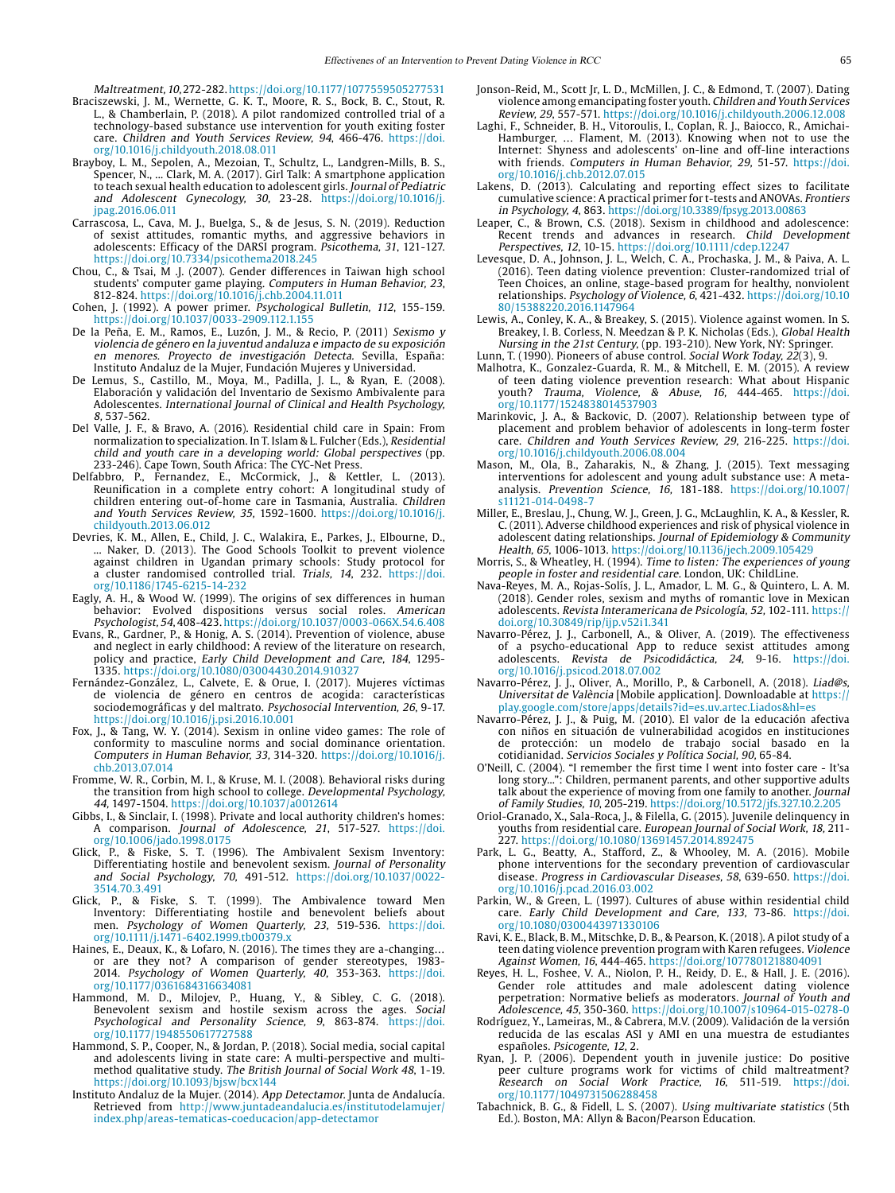*Maltreatment, 10,* 272-282. https://doi.org/10.1177/1077559505277531

Braciszewski, J. M., Wernette, G. K. T., Moore, R. S., Bock, B. C., Stout, R. L., & Chamberlain, P. (2018). A pilot randomized controlled trial of a technology-based substance use intervention for youth exiting foster care. *Children and Youth Services Review, 94*, 466-476. https://doi.org/10.1016/j.childyouth.2018.08.011

Brayboy, L. M., Sepolen, A., Mezoian, T., Schultz, L., Landgren-Mills, B. S., Spencer, N., ... Clark, M. A. (2017). Girl Talk: A smartphone application to teach sexual health education to adolescent girls. *Journal of Pediatric and Adolescent Gynecology, 30*, 23-28. https://doi.org/10.1016/j.jpag.2016.06.011

Carrascosa, L., Cava, M. J., Buelga, S., & de Jesus, S. N. (2019). Reduction of sexist attitudes, romantic myths, and aggressive behaviors in adolescents: Efficacy of the DARSI program. *Psicothema, 31*, 121-127. https://doi.org/10.7334/psicothema2018.245

Chou, C., & Tsai, M .J. (2007). Gender differences in Taiwan high school students' computer game playing. *Computers in Human Behavior, 23*, 812-824. https://doi.org/10.1016/j.chb.2004.11.011

Cohen, J. (1992). A power primer. *Psychological Bulletin, 112*, 155-159. https://doi.org/10.1037/0033-2909.112.1.155

De la Peña, E. M., Ramos, E., Luzón, J. M., & Recio, P. (2011) *Sexismo y violencia de género en la juventud andaluza e impacto de su exposición en menores. Proyecto de investigación Detecta.* Sevilla, España: Instituto Andaluz de la Mujer, Fundación Mujeres y Universidad.

De Lemus, S., Castillo, M., Moya, M., Padilla, J. L., & Ryan, E. (2008). Elaboración y validación del Inventario de Sexismo Ambivalente para Adolescentes. *International Journal of Clinical and Health Psychology, 8*, 537-562.

Del Valle, J. F., & Bravo, A. (2016). Residential child care in Spain: From normalization to specialization. In T. Islam & L. Fulcher (Eds.), *Residential child and youth care in a developing world: Global perspectives* (pp. 233-246). Cape Town, South Africa: The CYC-Net Press.

Delfabbro, P., Fernandez, E., McCormick, J., & Kettler, L. (2013). Reunification in a complete entry cohort: A longitudinal study of children entering out-of-home care in Tasmania, Australia. *Children and Youth Services Review, 35*, 1592-1600. https://doi.org/10.1016/j.childyouth.2013.06.012

Devries, K. M., Allen, E., Child, J. C., Walakira, E., Parkes, J., Elbourne, D., ... Naker, D. (2013). The Good Schools Toolkit to prevent violence against children in Ugandan primary schools: Study protocol for a cluster randomised controlled trial. *Trials, 14*, 232. https://doi.org/10.1186/1745-6215-14-232

Eagly, A. H., & Wood W. (1999). The origins of sex differences in human behavior: Evolved dispositions versus social roles. *American Psychologist, 54*, 408-423. https://doi.org/10.1037/0003-066X.54.6.408

Evans, R., Gardner, P., & Honig, A. S. (2014). Prevention of violence, abuse and neglect in early childhood: A review of the literature on research, policy and practice, *Early Child Development and Care, 184*, 1295-1335. https://doi.org/10.1080/03004430.2014.910327

Fernández-González, L., Calvete, E. & Orue, I. (2017). Mujeres víctimas de violencia de género en centros de acogida: características sociodemográficas y del maltrato. *Psychosocial Intervention, 26*, 9-17. https://doi.org/10.1016/j.psi.2016.10.001

Fox, J., & Tang, W. Y. (2014). Sexism in online video games: The role of conformity to masculine norms and social dominance orientation. *Computers in Human Behavior, 33*, 314-320. https://doi.org/10.1016/j.chb.2013.07.014

Fromme, W. R., Corbin, M. I., & Kruse, M. I. (2008). Behavioral risks during the transition from high school to college. *Developmental Psychology, 44*, 1497-1504. https://doi.org/10.1037/a0012614

Gibbs, I., & Sinclair, I. (1998). Private and local authority children's homes: A comparison. *Journal of Adolescence, 21*, 517-527. https://doi.org/10.1006/jado.1998.0175

Glick, P., & Fiske, S. T. (1996). The Ambivalent Sexism Inventory: Differentiating hostile and benevolent sexism. *Journal of Personality and Social Psychology, 70*, 491-512. https://doi.org/10.1037/0022-3514.70.3.491

Glick, P., & Fiske, S. T. (1999). The Ambivalence toward Men Inventory: Differentiating hostile and benevolent beliefs about men. *Psychology of Women Quarterly, 23*, 519-536. https://doi.org/10.1111/j.1471-6402.1999.tb00379.x

Haines, E., Deaux, K., & Lofaro, N. (2016). The times they are a-changing… or are they not? A comparison of gender stereotypes, 1983-2014. *Psychology of Women Quarterly, 40*, 353-363. https://doi.org/10.1177/0361684316634081

Hammond, M. D., Milojev, P., Huang, Y., & Sibley, C. G. (2018). Benevolent sexism and hostile sexism across the ages. *Social Psychological and Personality Science, 9*, 863-874. https://doi.org/10.1177/1948550617727588

Hammond, S. P., Cooper, N., & Jordan, P. (2018). Social media, social capital and adolescents living in state care: A multi-perspective and multi-method qualitative study. *The British Journal of Social Work 48*, 1-19. https://doi.org/10.1093/bjsw/bcx144

Instituto Andaluz de la Mujer. (2014). *App Detectamor.* Junta de Andalucía. Retrieved from http://www.juntadeandalucia.es/institutodelamujer/index.php/areas-tematicas-coeducacion/app-detectamor

Jonson-Reid, M., Scott Jr, L. D., McMillen, J. C., & Edmond, T. (2007). Dating violence among emancipating foster youth. *Children and Youth Services Review, 29*, 557-571. https://doi.org/10.1016/j.childyouth.2006.12.008

Laghi, F., Schneider, B. H., Vitoroulis, I., Coplan, R. J., Baiocco, R., Amichai-Hamburger, … Flament, M. (2013). Knowing when not to use the Internet: Shyness and adolescents' on-line and off-line interactions with friends. *Computers in Human Behavior, 29*, 51-57. https://doi.org/10.1016/j.chb.2012.07.015

Lakens, D. (2013). Calculating and reporting effect sizes to facilitate cumulative science: A practical primer for t-tests and ANOVAs. *Frontiers in Psychology, 4*, 863. https://doi.org/10.3389/fpsyg.2013.00863

Leaper, C., & Brown, C.S. (2018). Sexism in childhood and adolescence: Recent trends and advances in research. *Child Development Perspectives, 12*, 10-15. https://doi.org/10.1111/cdep.12247

Levesque, D. A., Johnson, J. L., Welch, C. A., Prochaska, J. M., & Paiva, A. L. (2016). Teen dating violence prevention: Cluster-randomized trial of Teen Choices, an online, stage-based program for healthy, nonviolent relationships. *Psychology of Violence, 6*, 421-432. https://doi.org/10.1080/15388220.2016.1147964

Lewis, A., Conley, K. A., & Breakey, S. (2015). Violence against women. In S. Breakey, I. B. Corless, N. Meedzan & P. K. Nicholas (Eds.), *Global Health Nursing in the 21st Century*, (pp. 193-210). New York, NY: Springer.

Lunn, T. (1990). Pioneers of abuse control. *Social Work Today, 22*(3), 9.

Malhotra, K., Gonzalez-Guarda, R. M., & Mitchell, E. M. (2015). A review of teen dating violence prevention research: What about Hispanic youth? *Trauma, Violence, & Abuse, 16*, 444-465. https://doi.org/10.1177/1524838014537903

Marinkovic, J. A., & Backovic, D. (2007). Relationship between type of placement and problem behavior of adolescents in long-term foster care. *Children and Youth Services Review, 29*, 216-225. https://doi.org/10.1016/j.childyouth.2006.08.004

Mason, M., Ola, B., Zaharakis, N., & Zhang, J. (2015). Text messaging interventions for adolescent and young adult substance use: A meta-analysis. *Prevention Science, 16*, 181-188. https://doi.org/10.1007/s11121-014-0498-7

Miller, E., Breslau, J., Chung, W. J., Green, J. G., McLaughlin, K. A., & Kessler, R. C. (2011). Adverse childhood experiences and risk of physical violence in adolescent dating relationships. *Journal of Epidemiology & Community Health, 65*, 1006-1013. https://doi.org/10.1136/jech.2009.105429

Morris, S., & Wheatley, H. (1994). *Time to listen: The experiences of young people in foster and residential care.* London, UK: ChildLine.

Nava-Reyes, M. A., Rojas-Solís, J. L., Amador, L. M. G., & Quintero, L. A. M. (2018). Gender roles, sexism and myths of romantic love in Mexican adolescents. *Revista Interamericana de Psicología, 52*, 102-111. https://doi.org/10.30849/rip/ijp.v52i1.341

Navarro-Pérez, J. J., Carbonell, A., & Oliver, A. (2019). The effectiveness of a psycho-educational App to reduce sexist attitudes among adolescents. *Revista de Psicodidáctica, 24*, 9-16. https://doi.org/10.1016/j.psicod.2018.07.002

Navarro-Pérez, J. J., Oliver, A., Morillo, P., & Carbonell, A. (2018). *Liad@s, Universitat de València* [Mobile application]. Downloadable at https://play.google.com/store/apps/details?id=es.uv.artec.Liados&hl=es

Navarro-Pérez, J. J., & Puig, M. (2010). El valor de la educación afectiva con niños en situación de vulnerabilidad acogidos en instituciones de protección: un modelo de trabajo social basado en la cotidianidad. *Servicios Sociales y Política Social, 90*, 65-84.

O'Neill, C. (2004). "I remember the first time I went into foster care - It'sa long story…": Children, permanent parents, and other supportive adults talk about the experience of moving from one family to another. *Journal of Family Studies, 10*, 205-219. https://doi.org/10.5172/jfs.327.10.2.205

Oriol-Granado, X., Sala-Roca, J., & Filella, G. (2015). Juvenile delinquency in youths from residential care. *European Journal of Social Work, 18*, 211-227. https://doi.org/10.1080/13691457.2014.892475

Park, L. G., Beatty, A., Stafford, Z., & Whooley, M. A. (2016). Mobile phone interventions for the secondary prevention of cardiovascular disease. *Progress in Cardiovascular Diseases, 58*, 639-650. https://doi.org/10.1016/j.pcad.2016.03.002

Parkin, W., & Green, L. (1997). Cultures of abuse within residential child care. *Early Child Development and Care, 133*, 73-86. https://doi.org/10.1080/0300443971330106

Ravi, K. E., Black, B. M., Mitschke, D. B., & Pearson, K. (2018). A pilot study of a teen dating violence prevention program with Karen refugees. *Violence Against Women, 16*, 444-465. https://doi.org/10.1177/1077801218804091

Reyes, H. L., Foshee, V. A., Niolon, P. H., Reidy, D. E., & Hall, J. E. (2016). Gender role attitudes and male adolescent dating violence perpetration: Normative beliefs as moderators. *Journal of Youth and Adolescence, 45*, 350-360. https://doi.org/10.1007/s10964-015-0278-0

Rodríguez, Y., Lameiras, M., & Cabrera, M.V. (2009). Validación de la versión reducida de las escalas ASI y AMI en una muestra de estudiantes españoles. *Psicogente, 12*, 2.

Ryan, J. P. (2006). Dependent youth in juvenile justice: Do positive peer culture programs work for victims of child maltreatment? *Research on Social Work Practice, 16*, 511-519. https://doi.org/10.1177/1049731506288458

Tabachnick, B. G., & Fidell, L. S. (2007). *Using multivariate statistics* (5th Ed.). Boston, MA: Allyn & Bacon/Pearson Education.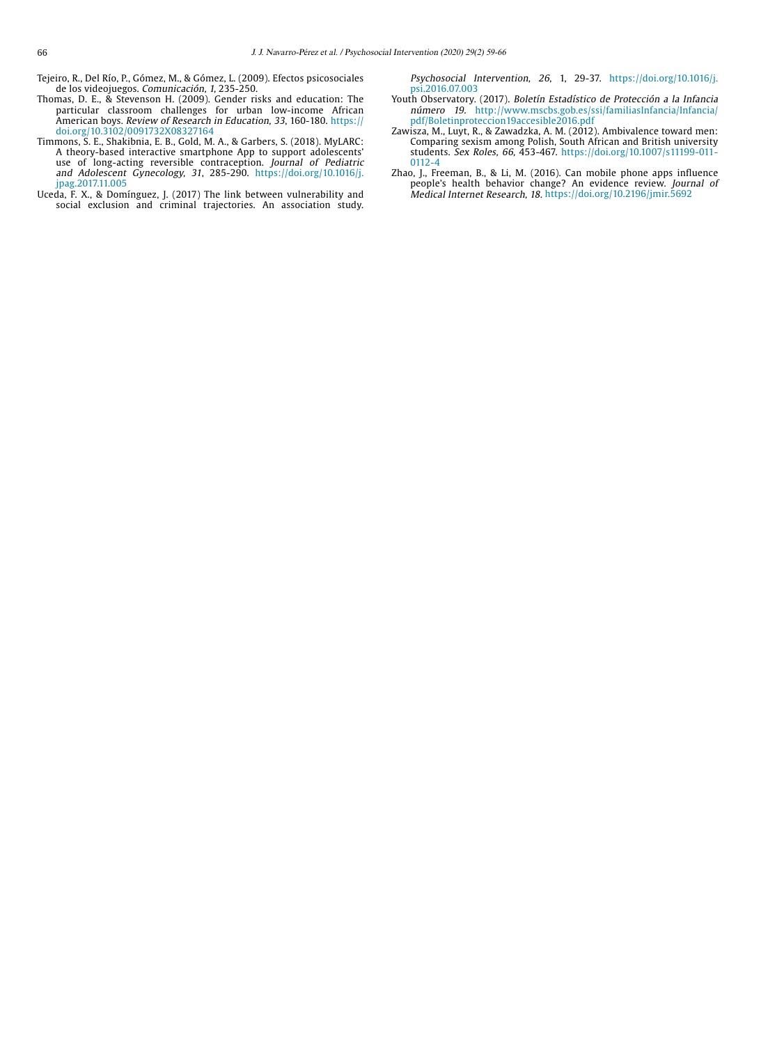Tejeiro, R., Del Río, P., Gómez, M., & Gómez, L. (2009). Efectos psicosociales de los videojuegos. *Comunicación, 1*, 235-250.

Thomas, D. E., & Stevenson H. (2009). Gender risks and education: The particular classroom challenges for urban low-income African American boys. *Review of Research in Education, 33*, 160-180. https://doi.org/10.3102/0091732X08327164

Timmons, S. E., Shakibnia, E. B., Gold, M. A., & Garbers, S. (2018). MyLARC: A theory-based interactive smartphone App to support adolescents' use of long-acting reversible contraception. *Journal of Pediatric and Adolescent Gynecology, 31*, 285-290. https://doi.org/10.1016/j.jpag.2017.11.005

Uceda, F. X., & Domínguez, J. (2017) The link between vulnerability and social exclusion and criminal trajectories. An association study. *Psychosocial Intervention, 26*, 1, 29-37. https://doi.org/10.1016/j.psi.2016.07.003

Youth Observatory. (2017). *Boletín Estadístico de Protección a la Infancia número 19.* http://www.mscbs.gob.es/ssi/familiasInfancia/Infancia/pdf/Boletinproteccion19accesible2016.pdf

Zawisza, M., Luyt, R., & Zawadzka, A. M. (2012). Ambivalence toward men: Comparing sexism among Polish, South African and British university students. *Sex Roles, 66*, 453-467. https://doi.org/10.1007/s11199-011-0112-4

Zhao, J., Freeman, B., & Li, M. (2016). Can mobile phone apps influence people's health behavior change? An evidence review. *Journal of Medical Internet Research, 18*. https://doi.org/10.2196/jmir.5692